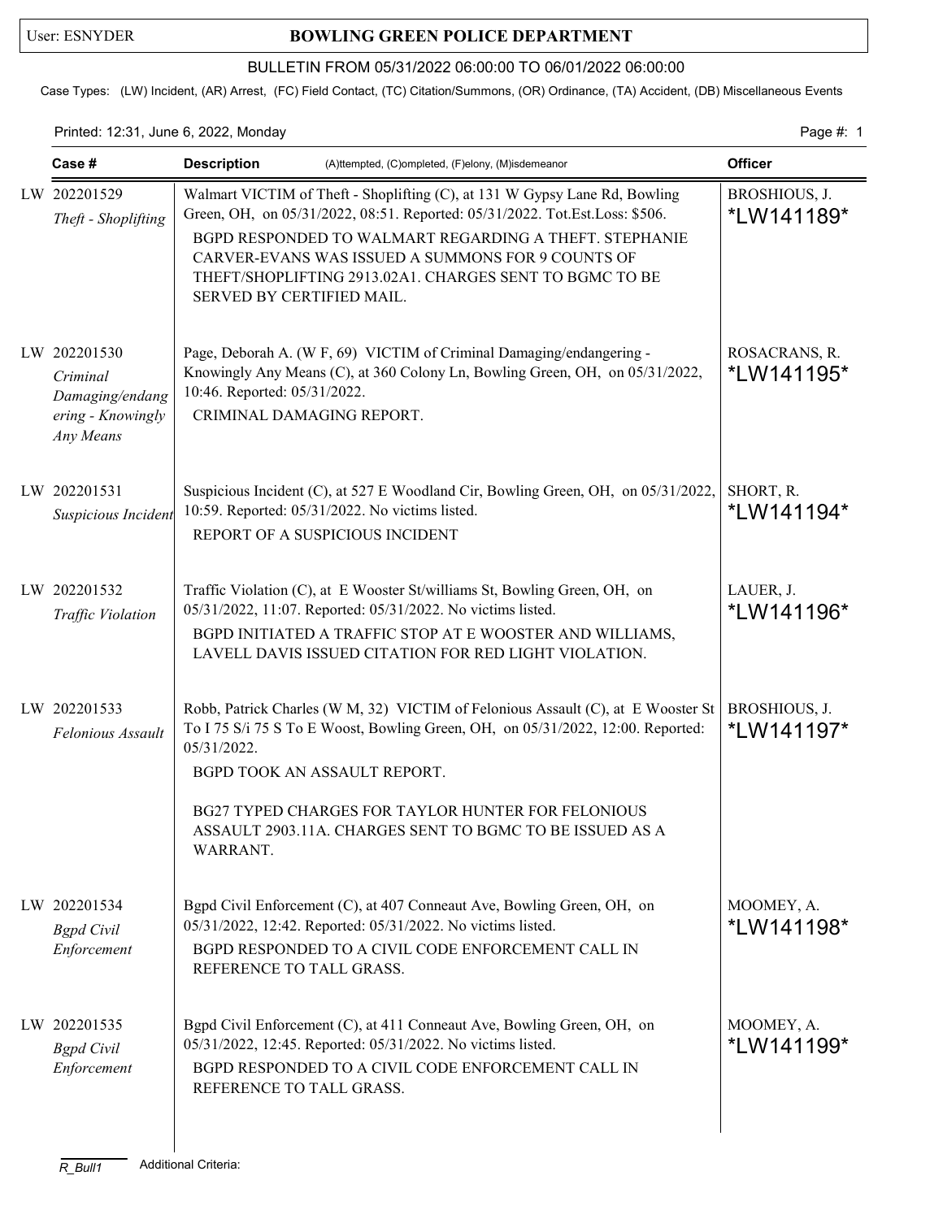User: ESNYDER

# BOWLING GREEN POLICE DEPARTMENT

## BULLETIN FROM 05/31/2022 06:00:00 TO 06/01/2022 06:00:00

Case Types: (LW) Incident, (AR) Arrest, (FC) Field Contact, (TC) Citation/Summons, (OR) Ordinance, (TA) Accident, (DB) Miscellaneous Events

Printed: 12:31, June 6, 2022, Monday

| Case # | Description (A)ttempted, (C)ompleted, (F)elony, (M)isdemeanor | Officer |
|---|---|---|
| LW 202201529 *Theft - Shoplifting* | Walmart VICTIM of Theft - Shoplifting (C), at 131 W Gypsy Lane Rd, Bowling Green, OH, on 05/31/2022, 08:51. Reported: 05/31/2022. Tot.Est.Loss: $506.<br>BGPD RESPONDED TO WALMART REGARDING A THEFT. STEPHANIE CARVER-EVANS WAS ISSUED A SUMMONS FOR 9 COUNTS OF THEFT/SHOPLIFTING 2913.02A1. CHARGES SENT TO BGMC TO BE SERVED BY CERTIFIED MAIL. | BROSHIOUS, J. *LW141189* |
| LW 202201530 *Criminal Damaging/endangering - Knowingly Any Means* | Page, Deborah A. (W F, 69) VICTIM of Criminal Damaging/endangering - Knowingly Any Means (C), at 360 Colony Ln, Bowling Green, OH, on 05/31/2022, 10:46. Reported: 05/31/2022.<br>CRIMINAL DAMAGING REPORT. | ROSACRANS, R. *LW141195* |
| LW 202201531 *Suspicious Incident* | Suspicious Incident (C), at 527 E Woodland Cir, Bowling Green, OH, on 05/31/2022, 10:59. Reported: 05/31/2022. No victims listed.<br>REPORT OF A SUSPICIOUS INCIDENT | SHORT, R. *LW141194* |
| LW 202201532 *Traffic Violation* | Traffic Violation (C), at E Wooster St/williams St, Bowling Green, OH, on 05/31/2022, 11:07. Reported: 05/31/2022. No victims listed.<br>BGPD INITIATED A TRAFFIC STOP AT E WOOSTER AND WILLIAMS, LAVELL DAVIS ISSUED CITATION FOR RED LIGHT VIOLATION. | LAUER, J. *LW141196* |
| LW 202201533 *Felonious Assault* | Robb, Patrick Charles (W M, 32) VICTIM of Felonious Assault (C), at E Wooster St To I 75 S/i 75 S To E Woost, Bowling Green, OH, on 05/31/2022, 12:00. Reported: 05/31/2022.<br>BGPD TOOK AN ASSAULT REPORT.<br><br>BG27 TYPED CHARGES FOR TAYLOR HUNTER FOR FELONIOUS ASSAULT 2903.11A. CHARGES SENT TO BGMC TO BE ISSUED AS A WARRANT. | BROSHIOUS, J. *LW141197* |
| LW 202201534 *Bgpd Civil Enforcement* | Bgpd Civil Enforcement (C), at 407 Conneaut Ave, Bowling Green, OH, on 05/31/2022, 12:42. Reported: 05/31/2022. No victims listed.<br>BGPD RESPONDED TO A CIVIL CODE ENFORCEMENT CALL IN REFERENCE TO TALL GRASS. | MOOMEY, A. *LW141198* |
| LW 202201535 *Bgpd Civil Enforcement* | Bgpd Civil Enforcement (C), at 411 Conneaut Ave, Bowling Green, OH, on 05/31/2022, 12:45. Reported: 05/31/2022. No victims listed.<br>BGPD RESPONDED TO A CIVIL CODE ENFORCEMENT CALL IN REFERENCE TO TALL GRASS. | MOOMEY, A. *LW141199* |

R_Bull1 Additional Criteria: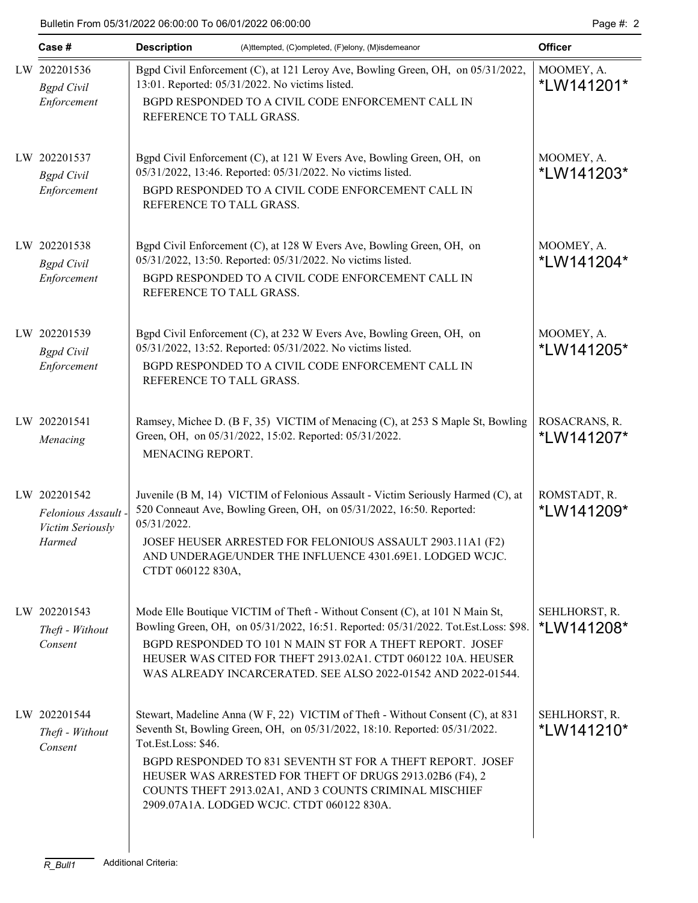| Case # | Description (A)ttempted, (C)ompleted, (F)elony, (M)isdemeanor | Officer |
|---|---|---|
| LW 202201536 *Bgpd Civil Enforcement* | Bgpd Civil Enforcement (C), at 121 Leroy Ave, Bowling Green, OH, on 05/31/2022, 13:01. Reported: 05/31/2022. No victims listed. BGPD RESPONDED TO A CIVIL CODE ENFORCEMENT CALL IN REFERENCE TO TALL GRASS. | MOOMEY, A. *LW141201* |
| LW 202201537 *Bgpd Civil Enforcement* | Bgpd Civil Enforcement (C), at 121 W Evers Ave, Bowling Green, OH, on 05/31/2022, 13:46. Reported: 05/31/2022. No victims listed. BGPD RESPONDED TO A CIVIL CODE ENFORCEMENT CALL IN REFERENCE TO TALL GRASS. | MOOMEY, A. *LW141203* |
| LW 202201538 *Bgpd Civil Enforcement* | Bgpd Civil Enforcement (C), at 128 W Evers Ave, Bowling Green, OH, on 05/31/2022, 13:50. Reported: 05/31/2022. No victims listed. BGPD RESPONDED TO A CIVIL CODE ENFORCEMENT CALL IN REFERENCE TO TALL GRASS. | MOOMEY, A. *LW141204* |
| LW 202201539 *Bgpd Civil Enforcement* | Bgpd Civil Enforcement (C), at 232 W Evers Ave, Bowling Green, OH, on 05/31/2022, 13:52. Reported: 05/31/2022. No victims listed. BGPD RESPONDED TO A CIVIL CODE ENFORCEMENT CALL IN REFERENCE TO TALL GRASS. | MOOMEY, A. *LW141205* |
| LW 202201541 *Menacing* | Ramsey, Michee D. (B F, 35) VICTIM of Menacing (C), at 253 S Maple St, Bowling Green, OH, on 05/31/2022, 15:02. Reported: 05/31/2022. MENACING REPORT. | ROSACRANS, R. *LW141207* |
| LW 202201542 *Felonious Assault - Victim Seriously Harmed* | Juvenile (B M, 14) VICTIM of Felonious Assault - Victim Seriously Harmed (C), at 520 Conneaut Ave, Bowling Green, OH, on 05/31/2022, 16:50. Reported: 05/31/2022. JOSEF HEUSER ARRESTED FOR FELONIOUS ASSAULT 2903.11A1 (F2) AND UNDERAGE/UNDER THE INFLUENCE 4301.69E1. LODGED WCJC. CTDT 060122 830A, | ROMSTADT, R. *LW141209* |
| LW 202201543 *Theft - Without Consent* | Mode Elle Boutique VICTIM of Theft - Without Consent (C), at 101 N Main St, Bowling Green, OH, on 05/31/2022, 16:51. Reported: 05/31/2022. Tot.Est.Loss: $98. BGPD RESPONDED TO 101 N MAIN ST FOR A THEFT REPORT. JOSEF HEUSER WAS CITED FOR THEFT 2913.02A1. CTDT 060122 10A. HEUSER WAS ALREADY INCARCERATED. SEE ALSO 2022-01542 AND 2022-01544. | SEHLHORST, R. *LW141208* |
| LW 202201544 *Theft - Without Consent* | Stewart, Madeline Anna (W F, 22) VICTIM of Theft - Without Consent (C), at 831 Seventh St, Bowling Green, OH, on 05/31/2022, 18:10. Reported: 05/31/2022. Tot.Est.Loss: $46. BGPD RESPONDED TO 831 SEVENTH ST FOR A THEFT REPORT. JOSEF HEUSER WAS ARRESTED FOR THEFT OF DRUGS 2913.02B6 (F4), 2 COUNTS THEFT 2913.02A1, AND 3 COUNTS CRIMINAL MISCHIEF 2909.07A1A. LODGED WCJC. CTDT 060122 830A. | SEHLHORST, R. *LW141210* |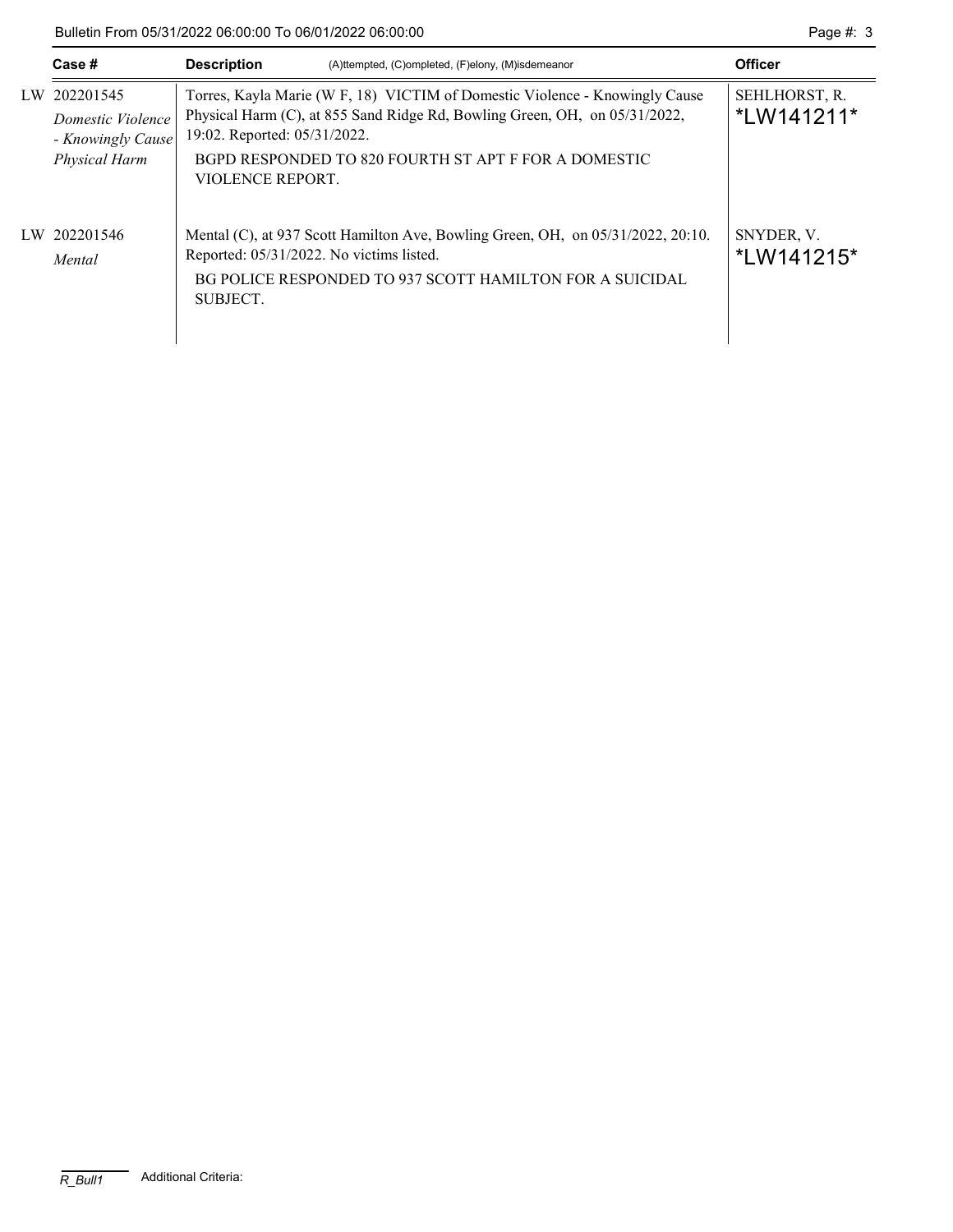| Case # | Description (A)ttempted, (C)ompleted, (F)elony, (M)isdemeanor | Officer |
|---|---|---|
| LW 202201545 *Domestic Violence - Knowingly Cause Physical Harm* | Torres, Kayla Marie (W F, 18) VICTIM of Domestic Violence - Knowingly Cause Physical Harm (C), at 855 Sand Ridge Rd, Bowling Green, OH, on 05/31/2022, 19:02. Reported: 05/31/2022. BGPD RESPONDED TO 820 FOURTH ST APT F FOR A DOMESTIC VIOLENCE REPORT. | SEHLHORST, R. *LW141211* |
| LW 202201546 *Mental* | Mental (C), at 937 Scott Hamilton Ave, Bowling Green, OH, on 05/31/2022, 20:10. Reported: 05/31/2022. No victims listed. BG POLICE RESPONDED TO 937 SCOTT HAMILTON FOR A SUICIDAL SUBJECT. | SNYDER, V. *LW141215* |

R_Bull1 Additional Criteria: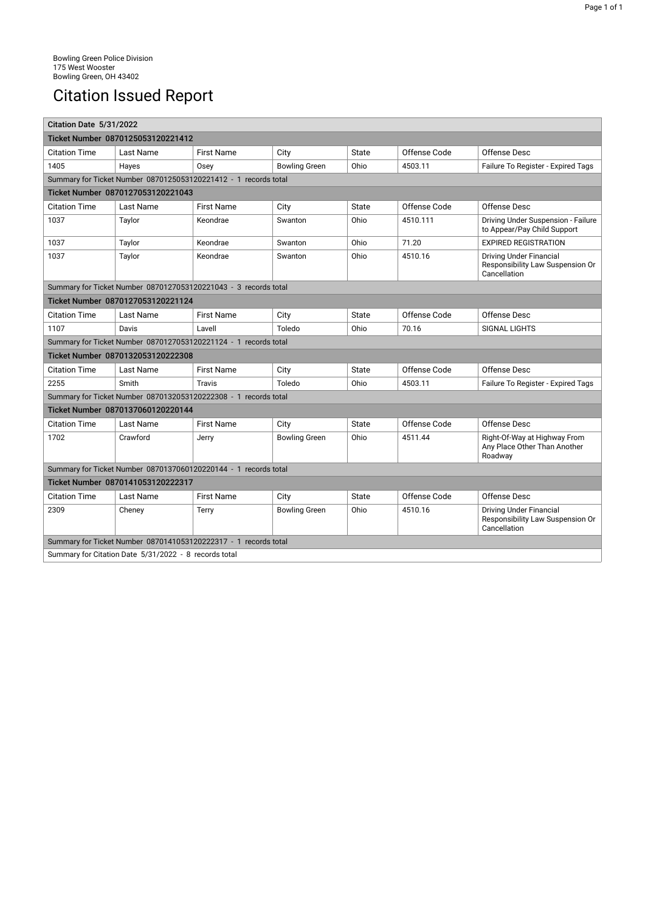Bowling Green Police Division
175 West Wooster
Bowling Green, OH 43402

# Citation Issued Report

| Citation Date 5/31/2022 | | | | | | |
|---|---|---|---|---|---|---|
| **Ticket Number 0870125053120221412** | | | | | | |
| Citation Time | Last Name | First Name | City | State | Offense Code | Offense Desc |
| 1405 | Hayes | Osey | Bowling Green | Ohio | 4503.11 | Failure To Register - Expired Tags |
| Summary for Ticket Number 0870125053120221412 - 1 records total | | | | | | |
| **Ticket Number 0870127053120221043** | | | | | | |
| Citation Time | Last Name | First Name | City | State | Offense Code | Offense Desc |
| 1037 | Taylor | Keondrae | Swanton | Ohio | 4510.111 | Driving Under Suspension - Failure to Appear/Pay Child Support |
| 1037 | Taylor | Keondrae | Swanton | Ohio | 71.20 | EXPIRED REGISTRATION |
| 1037 | Taylor | Keondrae | Swanton | Ohio | 4510.16 | Driving Under Financial Responsibility Law Suspension Or Cancellation |
| Summary for Ticket Number 0870127053120221043 - 3 records total | | | | | | |
| **Ticket Number 0870127053120221124** | | | | | | |
| Citation Time | Last Name | First Name | City | State | Offense Code | Offense Desc |
| 1107 | Davis | Lavell | Toledo | Ohio | 70.16 | SIGNAL LIGHTS |
| Summary for Ticket Number 0870127053120221124 - 1 records total | | | | | | |
| **Ticket Number 0870132053120222308** | | | | | | |
| Citation Time | Last Name | First Name | City | State | Offense Code | Offense Desc |
| 2255 | Smith | Travis | Toledo | Ohio | 4503.11 | Failure To Register - Expired Tags |
| Summary for Ticket Number 0870132053120222308 - 1 records total | | | | | | |
| **Ticket Number 0870137060120220144** | | | | | | |
| Citation Time | Last Name | First Name | City | State | Offense Code | Offense Desc |
| 1702 | Crawford | Jerry | Bowling Green | Ohio | 4511.44 | Right-Of-Way at Highway From Any Place Other Than Another Roadway |
| Summary for Ticket Number 0870137060120220144 - 1 records total | | | | | | |
| **Ticket Number 0870141053120222317** | | | | | | |
| Citation Time | Last Name | First Name | City | State | Offense Code | Offense Desc |
| 2309 | Cheney | Terry | Bowling Green | Ohio | 4510.16 | Driving Under Financial Responsibility Law Suspension Or Cancellation |
| Summary for Ticket Number 0870141053120222317 - 1 records total | | | | | | |
| Summary for Citation Date 5/31/2022 - 8 records total | | | | | | |